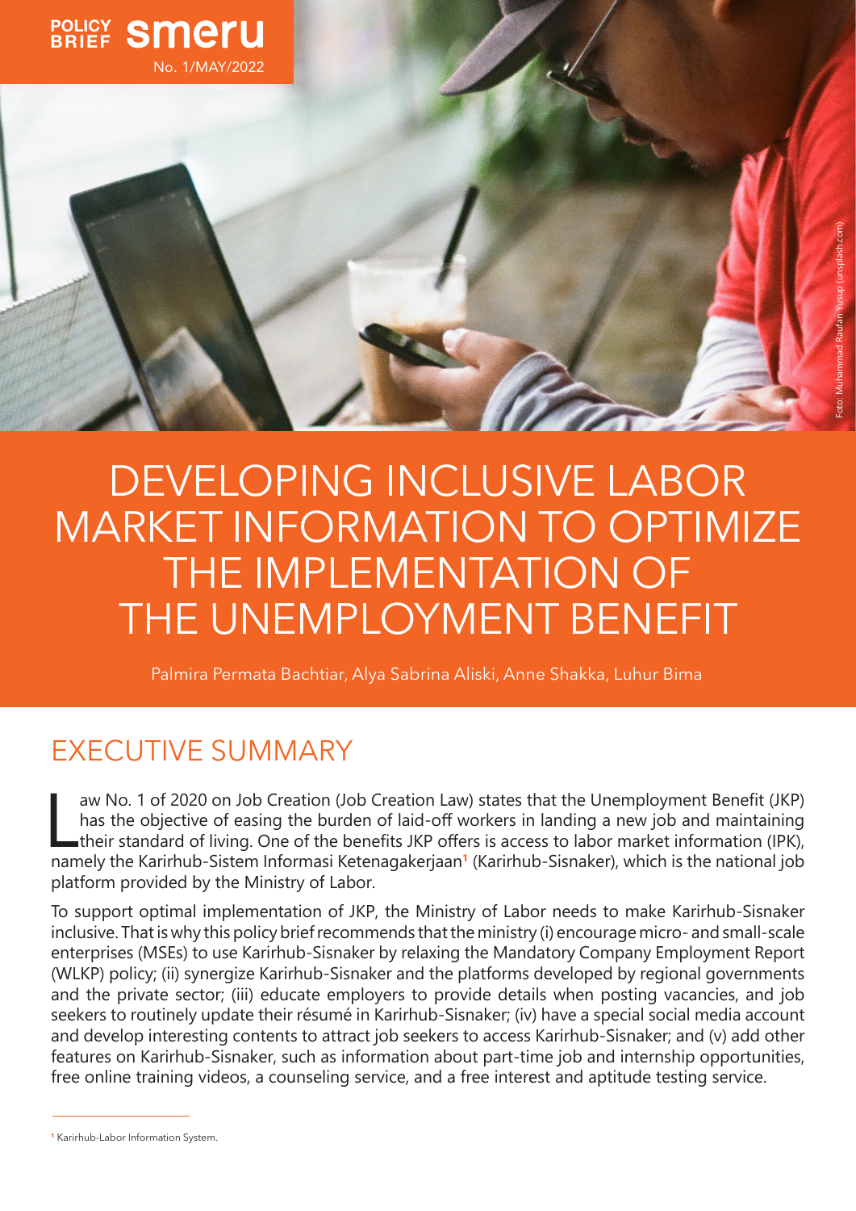POLICY BRIEF **smeru** No. 1/MAY/2022

# DEVELOPING INCLUSIVE LABOR MARKET INFORMATION TO OPTIMIZE THE IMPLEMENTATION OF THE UNEMPLOYMENT BENEFIT

Palmira Permata Bachtiar, Alya Sabrina Aliski, Anne Shakka, Luhur Bima

## EXECUTIVE SUMMARY

Law No. 1 of 2020 on Job Creation (Job Creation Law) states that the Unemployment Benefit (JKP) has the objective of easing the burden of laid-off workers in landing a new job and maintaining their standard of living. One of the benefits JKP offers is access to labor market information (IPK), namely the Karirhub-Sistem Informasi Ketenagakerjaan[1] (Karirhub-Sisnaker), which is the national job platform provided by the Ministry of Labor.

To support optimal implementation of JKP, the Ministry of Labor needs to make Karirhub-Sisnaker inclusive. That is why this policy brief recommends that the ministry (i) encourage micro- and small-scale enterprises (MSEs) to use Karirhub-Sisnaker by relaxing the Mandatory Company Employment Report (WLKP) policy; (ii) synergize Karirhub-Sisnaker and the platforms developed by regional governments and the private sector; (iii) educate employers to provide details when posting vacancies, and job seekers to routinely update their résumé in Karirhub-Sisnaker; (iv) have a special social media account and develop interesting contents to attract job seekers to access Karirhub-Sisnaker; and (v) add other features on Karirhub-Sisnaker, such as information about part-time job and internship opportunities, free online training videos, a counseling service, and a free interest and aptitude testing service.

[1] Karirhub-Labor Information System.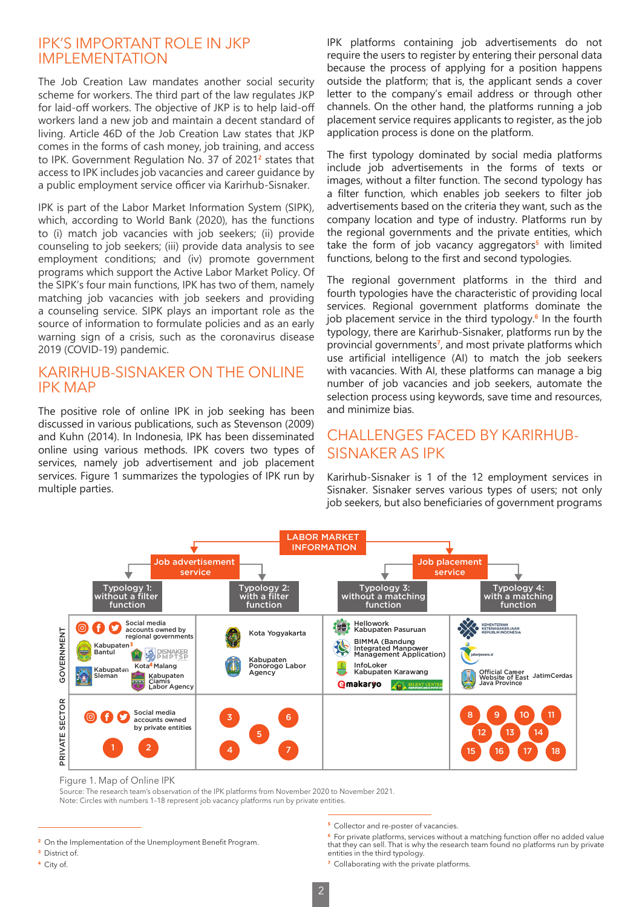## IPK'S IMPORTANT ROLE IN JKP IMPLEMENTATION

The Job Creation Law mandates another social security scheme for workers. The third part of the law regulates JKP for laid-off workers. The objective of JKP is to help laid-off workers land a new job and maintain a decent standard of living. Article 46D of the Job Creation Law states that JKP comes in the forms of cash money, job training, and access to IPK. Government Regulation No. 37 of 2021[2] states that access to IPK includes job vacancies and career guidance by a public employment service officer via Karirhub-Sisnaker.

IPK is part of the Labor Market Information System (SIPK), which, according to World Bank (2020), has the functions to (i) match job vacancies with job seekers; (ii) provide counseling to job seekers; (iii) provide data analysis to see employment conditions; and (iv) promote government programs which support the Active Labor Market Policy. Of the SIPK's four main functions, IPK has two of them, namely matching job vacancies with job seekers and providing a counseling service. SIPK plays an important role as the source of information to formulate policies and as an early warning sign of a crisis, such as the coronavirus disease 2019 (COVID-19) pandemic.

## KARIRHUB-SISNAKER ON THE ONLINE IPK MAP

The positive role of online IPK in job seeking has been discussed in various publications, such as Stevenson (2009) and Kuhn (2014). In Indonesia, IPK has been disseminated online using various methods. IPK covers two types of services, namely job advertisement and job placement services. Figure 1 summarizes the typologies of IPK run by multiple parties.

IPK platforms containing job advertisements do not require the users to register by entering their personal data because the process of applying for a position happens outside the platform; that is, the applicant sends a cover letter to the company's email address or through other channels. On the other hand, the platforms running a job placement service requires applicants to register, as the job application process is done on the platform.

The first typology dominated by social media platforms include job advertisements in the forms of texts or images, without a filter function. The second typology has a filter function, which enables job seekers to filter job advertisements based on the criteria they want, such as the company location and type of industry. Platforms run by the regional governments and the private entities, which take the form of job vacancy aggregators[5] with limited functions, belong to the first and second typologies.

The regional government platforms in the third and fourth typologies have the characteristic of providing local services. Regional government platforms dominate the job placement service in the third typology.[6] In the fourth typology, there are Karirhub-Sisnaker, platforms run by the provincial governments[7], and most private platforms which use artificial intelligence (AI) to match the job seekers with vacancies. With AI, these platforms can manage a big number of job vacancies and job seekers, automate the selection process using keywords, save time and resources, and minimize bias.

## CHALLENGES FACED BY KARIRHUB-SISNAKER AS IPK

Karirhub-Sisnaker is 1 of the 12 employment services in Sisnaker. Sisnaker serves various types of users; not only job seekers, but also beneficiaries of government programs

**LABOR MARKET INFORMATION**

| | Job advertisement service: Typology 1: without a filter function | Job advertisement service: Typology 2: with a filter function | Job placement service: Typology 3: without a matching function | Job placement service: Typology 4: with a matching function |
|---|---|---|---|---|
| GOVERNMENT | Social media accounts owned by regional governments; Kabupaten[3] Bantul; DISNAKER PMPTSP Kota[4] Malang; Kabupaten Sleman; Kabupaten Ciamis Labor Agency | Kota Yogyakarta; Kabupaten Ponorogo Labor Agency | Hellowork Kabupaten Pasuruan; BIMMA (Bandung Integrated Manpower Management Application); InfoLoker Kabupaten Karawang; makaryo; Silent Center | Kementerian Ketenagakerjaan Republik Indonesia; jabarjawara.id; Official Career Website of East Java Province; JatimCerdas |
| PRIVATE SECTOR | Social media accounts owned by private entities; 1, 2 | 3, 4, 5, 6, 7 | | 8, 9, 10, 11, 12, 13, 14, 15, 16, 17, 18 |

Figure 1. Map of Online IPK

Source: The research team's observation of the IPK platforms from November 2020 to November 2021.
Note: Circles with numbers 1–18 represent job vacancy platforms run by private entities.

[2] On the Implementation of the Unemployment Benefit Program.
[3] District of.
[4] City of.
[5] Collector and re-poster of vacancies.
[6] For private platforms, services without a matching function offer no added value that they can sell. That is why the research team found no platforms run by private entities in the third typology.
[7] Collaborating with the private platforms.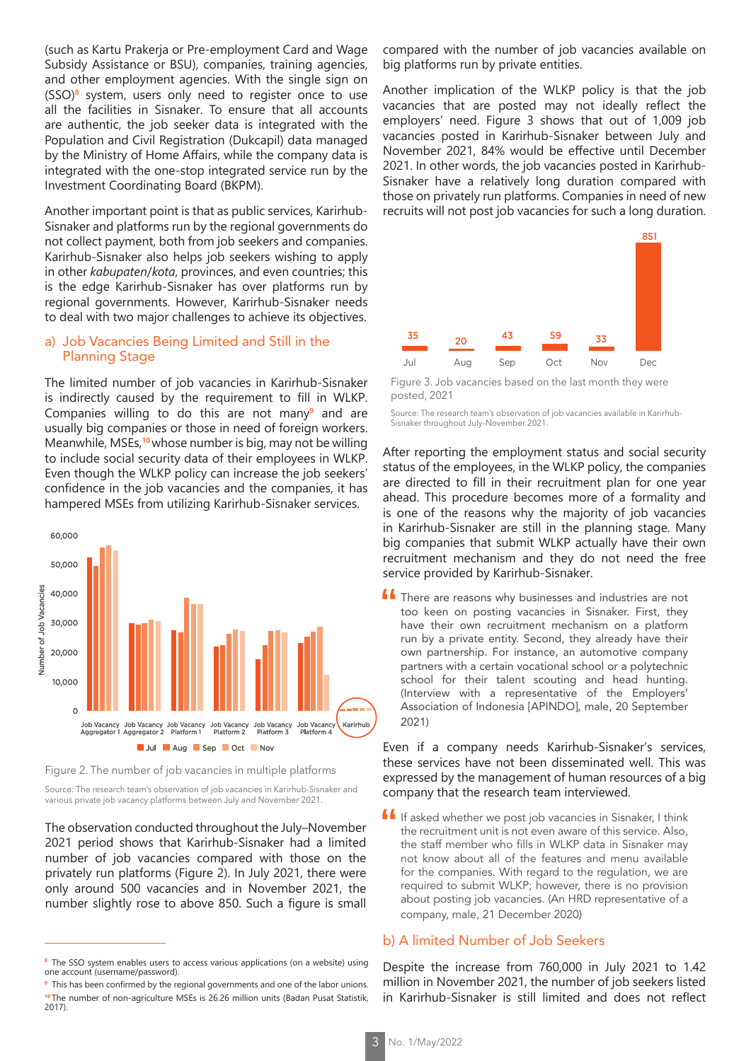(such as Kartu Prakerja or Pre-employment Card and Wage Subsidy Assistance or BSU), companies, training agencies, and other employment agencies. With the single sign on (SSO)[8] system, users only need to register once to use all the facilities in Sisnaker. To ensure that all accounts are authentic, the job seeker data is integrated with the Population and Civil Registration (Dukcapil) data managed by the Ministry of Home Affairs, while the company data is integrated with the one-stop integrated service run by the Investment Coordinating Board (BKPM).

Another important point is that as public services, Karirhub-Sisnaker and platforms run by the regional governments do not collect payment, both from job seekers and companies. Karirhub-Sisnaker also helps job seekers wishing to apply in other *kabupaten/kota*, provinces, and even countries; this is the edge Karirhub-Sisnaker has over platforms run by regional governments. However, Karirhub-Sisnaker needs to deal with two major challenges to achieve its objectives.

### a) Job Vacancies Being Limited and Still in the Planning Stage

The limited number of job vacancies in Karirhub-Sisnaker is indirectly caused by the requirement to fill in WLKP. Companies willing to do this are not many[9] and are usually big companies or those in need of foreign workers. Meanwhile, MSEs,[10] whose number is big, may not be willing to include social security data of their employees in WLKP. Even though the WLKP policy can increase the job seekers' confidence in the job vacancies and the companies, it has hampered MSEs from utilizing Karirhub-Sisnaker services.

Figure 2. The number of job vacancies in multiple platforms

Source: The research team's observation of job vacancies in Karirhub-Sisnaker and various private job vacancy platforms between July and November 2021.

The observation conducted throughout the July–November 2021 period shows that Karirhub-Sisnaker had a limited number of job vacancies compared with those on the privately run platforms (Figure 2). In July 2021, there were only around 500 vacancies and in November 2021, the number slightly rose to above 850. Such a figure is small compared with the number of job vacancies available on big platforms run by private entities.

Another implication of the WLKP policy is that the job vacancies that are posted may not ideally reflect the employers' need. Figure 3 shows that out of 1,009 job vacancies posted in Karirhub-Sisnaker between July and November 2021, 84% would be effective until December 2021. In other words, the job vacancies posted in Karirhub-Sisnaker have a relatively long duration compared with those on privately run platforms. Companies in need of new recruits will not post job vacancies for such a long duration.

Figure 3. Job vacancies based on the last month they were posted, 2021

Source: The research team's observation of job vacancies available in Karirhub-Sisnaker throughout July-November 2021.

After reporting the employment status and social security status of the employees, in the WLKP policy, the companies are directed to fill in their recruitment plan for one year ahead. This procedure becomes more of a formality and is one of the reasons why the majority of job vacancies in Karirhub-Sisnaker are still in the planning stage. Many big companies that submit WLKP actually have their own recruitment mechanism and they do not need the free service provided by Karirhub-Sisnaker.

> There are reasons why businesses and industries are not too keen on posting vacancies in Sisnaker. First, they have their own recruitment mechanism on a platform run by a private entity. Second, they already have their own partnership. For instance, an automotive company partners with a certain vocational school or a polytechnic school for their talent scouting and head hunting. (Interview with a representative of the Employers' Association of Indonesia [APINDO], male, 20 September 2021)

Even if a company needs Karirhub-Sisnaker's services, these services have not been disseminated well. This was expressed by the management of human resources of a big company that the research team interviewed.

> If asked whether we post job vacancies in Sisnaker, I think the recruitment unit is not even aware of this service. Also, the staff member who fills in WLKP data in Sisnaker may not know about all of the features and menu available for the companies. With regard to the regulation, we are required to submit WLKP; however, there is no provision about posting job vacancies. (An HRD representative of a company, male, 21 December 2020)

### b) A limited Number of Job Seekers

Despite the increase from 760,000 in July 2021 to 1.42 million in November 2021, the number of job seekers listed in Karirhub-Sisnaker is still limited and does not reflect

---

[8] The SSO system enables users to access various applications (on a website) using one account (username/password).

[9] This has been confirmed by the regional governments and one of the labor unions.

[10] The number of non-agriculture MSEs is 26.26 million units (Badan Pusat Statistik, 2017).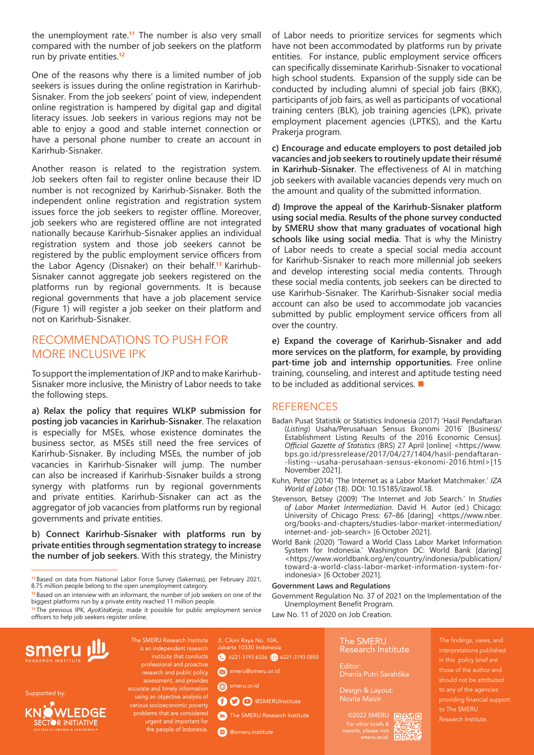the unemployment rate.[11] The number is also very small compared with the number of job seekers on the platform run by private entities.[12]

One of the reasons why there is a limited number of job seekers is issues during the online registration in Karirhub-Sisnaker. From the job seekers' point of view, independent online registration is hampered by digital gap and digital literacy issues. Job seekers in various regions may not be able to enjoy a good and stable internet connection or have a personal phone number to create an account in Karirhub-Sisnaker.

Another reason is related to the registration system. Job seekers often fail to register online because their ID number is not recognized by Karirhub-Sisnaker. Both the independent online registration and registration system issues force the job seekers to register offline. Moreover, job seekers who are registered offline are not integrated nationally because Karirhub-Sisnaker applies an individual registration system and those job seekers cannot be registered by the public employment service officers from the Labor Agency (Disnaker) on their behalf.[13] Karirhub-Sisnaker cannot aggregate job seekers registered on the platforms run by regional governments. It is because regional governments that have a job placement service (Figure 1) will register a job seeker on their platform and not on Karirhub-Sisnaker.

## RECOMMENDATIONS TO PUSH FOR MORE INCLUSIVE IPK

To support the implementation of JKP and to make Karirhub-Sisnaker more inclusive, the Ministry of Labor needs to take the following steps.

**a) Relax the policy that requires WLKP submission for posting job vacancies in Karirhub-Sisnaker**. The relaxation is especially for MSEs, whose existence dominates the business sector, as MSEs still need the free services of Karirhub-Sisnaker. By including MSEs, the number of job vacancies in Karirhub-Sisnaker will jump. The number can also be increased if Karirhub-Sisnaker builds a strong synergy with platforms run by regional governments and private entities. Karirhub-Sisnaker can act as the aggregator of job vacancies from platforms run by regional governments and private entities.

**b) Connect Karirhub-Sisnaker with platforms run by private entities through segmentation strategy to increase the number of job seekers**. With this strategy, the Ministry of Labor needs to prioritize services for segments which have not been accommodated by platforms run by private entities. For instance, public employment service officers can specifically disseminate Karirhub-Sisnaker to vocational high school students. Expansion of the supply side can be conducted by including alumni of special job fairs (BKK), participants of job fairs, as well as participants of vocational training centers (BLK), job training agencies (LPK), private employment placement agencies (LPTKS), and the Kartu Prakerja program.

**c) Encourage and educate employers to post detailed job vacancies and job seekers to routinely update their résumé in Karirhub-Sisnaker**. The effectiveness of AI in matching job seekers with available vacancies depends very much on the amount and quality of the submitted information.

**d) Improve the appeal of the Karirhub-Sisnaker platform using social media. Results of the phone survey conducted by SMERU show that many graduates of vocational high schools like using social media**. That is why the Ministry of Labor needs to create a special social media account for Karirhub-Sisnaker to reach more millennial job seekers and develop interesting social media contents. Through these social media contents, job seekers can be directed to use Karirhub-Sisnaker. The Karirhub-Sisnaker social media account can also be used to accommodate job vacancies submitted by public employment service officers from all over the country.

**e) Expand the coverage of Karirhub-Sisnaker and add more services on the platform, for example, by providing part-time job and internship opportunities.** Free online training, counseling, and interest and aptitude testing need to be included as additional services. ■

## REFERENCES

Badan Pusat Statistik or Statistics Indonesia (2017) 'Hasil Pendaftaran (*Listing*) Usaha/Perusahaan Sensus Ekonomi 2016' [Business/Establishment Listing Results of the 2016 Economic Census]. *Official Gazette of Statistics* (BRS) 27 April [online] <https://www.bps.go.id/pressrelease/2017/04/27/1404/hasil-pendaftaran--listing--usaha-perusahaan-sensus-ekonomi-2016.html> [15 November 2021].

Kuhn, Peter (2014) 'The Internet as a Labor Market Matchmaker.' *IZA World of Labor* (18). DOI: 10.15185/izawol.18.

Stevenson, Betsey (2009) 'The Internet and Job Search.' In *Studies of Labor Market Intermediation*. David H. Autor (ed.) Chicago: University of Chicago Press: 67–86 [daring] <https://www.nber.org/books-and-chapters/studies-labor-market-intermediation/internet-and- job-search> [6 October 2021].

World Bank (2020) 'Toward a World Class Labor Market Information System for Indonesia.' Washington DC: World Bank [daring] <https://www.worldbank.org/en/country/indonesia/publication/toward-a-world-class-labor-market-information-system-for-indonesia> [6 October 2021].

**Government Laws and Regulations**

Government Regulation No. 37 of 2021 on the Implementation of the Unemployment Benefit Program.

Law No. 11 of 2020 on Job Creation.

---

[11] Based on data from National Labor Force Survey (Sakernas), per February 2021, 8.75 million people belong to the open unemployment category.

[12] Based on an interview with an informant, the number of job seekers on one of the biggest platforms run by a private entity reached 11 million people.

[13] The previous IPK, *AyoKitaKerja*, made it possible for public employment service officers to help job seekers register online.

---

smeru RESEARCH INSTITUTE

Supported by: KNOWLEDGE SECTOR INITIATIVE AUSTRALIA-INDONESIA PARTNERSHIP

The SMERU Research Institute is an independent research institute that conducts professional and proactive research and public policy assessment, and provides accurate and timely information using an objective analysis of various socioeconomic poverty problems that are considered urgent and important for the people of Indonesia.

Jl. Cikini Raya No. 10A, Jakarta 10330 Indonesia
6221-3193 6336 | 6221-3193 0850
smeru@smeru.or.id
smeru.or.id
@SMERUInstitute
The SMERU Research Institute
@smeru.institute

The SMERU Research Institute

Editor: Dhania Putri Sarahtika

Design & Layout: Novita Maizir

©2022 SMERU
For other briefs & reports, please visit smeru.or.id.

The findings, views, and interpretations published in this policy brief are those of the author and should not be attributed to any of the agencies providing financial support to The SMERU Research Institute.